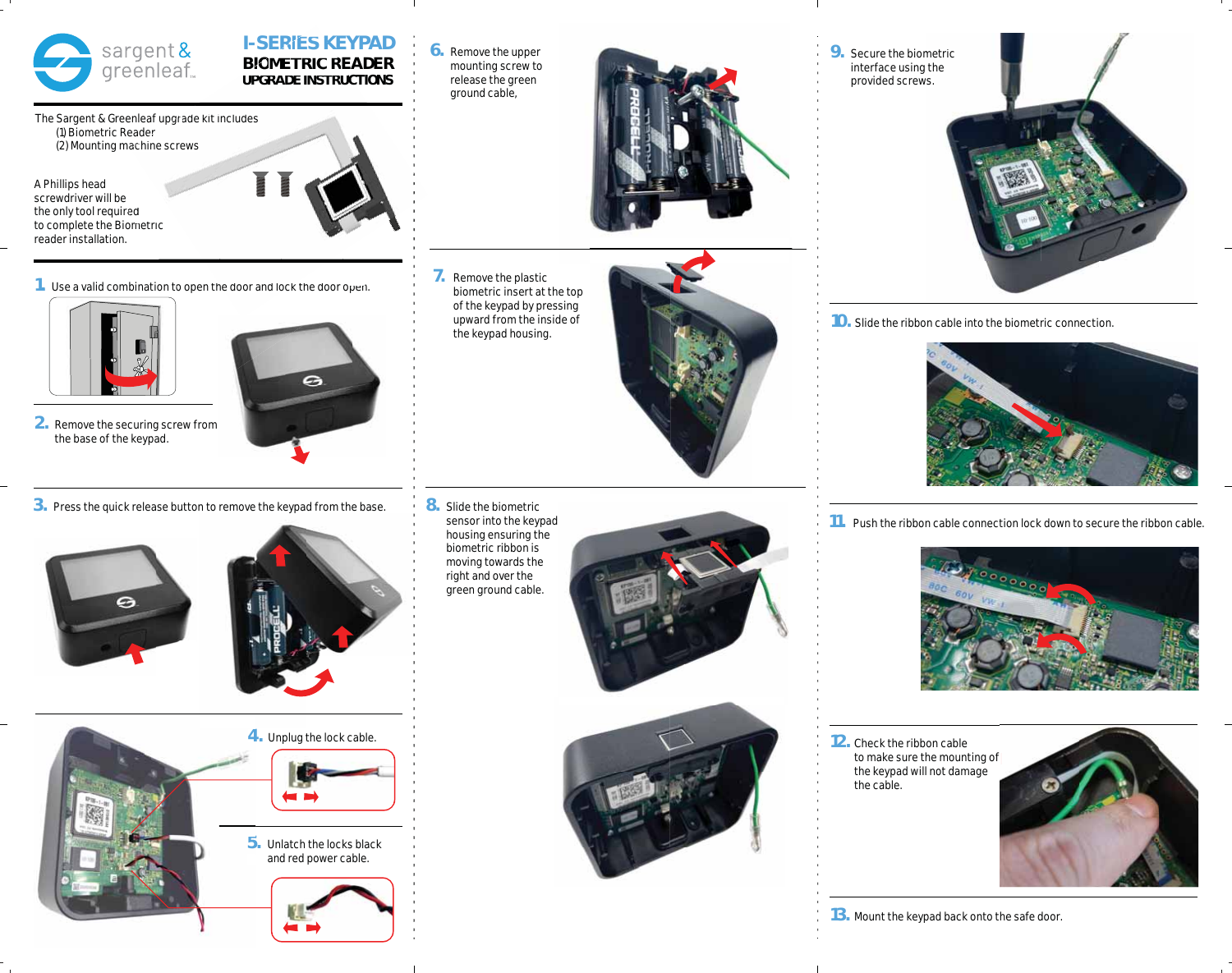# I-SERIES KEYPAD

## BIOMETRIC READER

### UPGRADE INSTRUCTIONS

sargent & greenleaf

The Sargent & Greenleaf upgrade kit includes
- (1) Biometric Reader
- (2) Mounting machine screws

A Phillips head screwdriver will be the only tool required to complete the Biometric reader installation.

**1.** Use a valid combination to open the door and lock the door open.

**2.** Remove the securing screw from the base of the keypad.

**3.** Press the quick release button to remove the keypad from the base.

**4.** Unplug the lock cable.

**5.** Unlatch the locks black and red power cable.

**6.** Remove the upper mounting screw to release the green ground cable,

**7.** Remove the plastic biometric insert at the top of the keypad by pressing upward from the inside of the keypad housing.

**8.** Slide the biometric sensor into the keypad housing ensuring the biometric ribbon is moving towards the right and over the green ground cable.

**9.** Secure the biometric interface using the provided screws.

**10.** Slide the ribbon cable into the biometric connection.

**11.** Push the ribbon cable connection lock down to secure the ribbon cable.

**12.** Check the ribbon cable to make sure the mounting of the keypad will not damage the cable.

**13.** Mount the keypad back onto the safe door.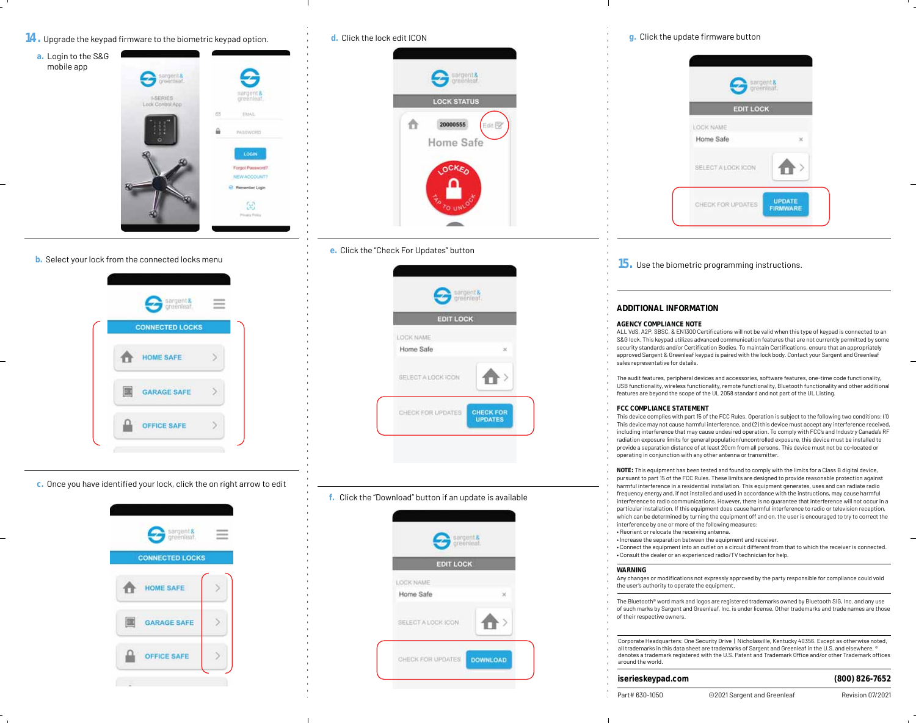## 14. Upgrade the keypad firmware to the biometric keypad option.

a. Login to the S&G mobile app

b. Select your lock from the connected locks menu

c. Once you have identified your lock, click the on right arrow to edit

d. Click the lock edit ICON

e. Click the "Check For Updates" button

f. Click the "Download" button if an update is available

g. Click the update firmware button

## 15. Use the biometric programming instructions.

## ADDITIONAL INFORMATION

### AGENCY COMPLIANCE NOTE

ALL VdS, A2P, SBSC, & EN1300 Certifications will not be valid when this type of keypad is connected to an S&G lock. This keypad utilizes advanced communication features that are not currently permitted by some security standards and/or Certification Bodies. To maintain Certifications, ensure that an appropriately approved Sargent & Greenleaf keypad is paired with the lock body. Contact your Sargent and Greenleaf sales representative for details.

The audit features, peripheral devices and accessories, software features, one-time code functionality, USB functionality, wireless functionality, remote functionality, Bluetooth functionality and other additional features are beyond the scope of the UL 2058 standard and not part of the UL Listing.

### FCC COMPLIANCE STATEMENT

This device complies with part 15 of the FCC Rules. Operation is subject to the following two conditions: (1) This device may not cause harmful interference, and (2) this device must accept any interference received, including interference that may cause undesired operation. To comply with FCC's and Industry Canada's RF radiation exposure limits for general population/uncontrolled exposure, this device must be installed to provide a separation distance of at least 20cm from all persons. This device must not be co-located or operating in conjunction with any other antenna or transmitter.

**NOTE:** This equipment has been tested and found to comply with the limits for a Class B digital device, pursuant to part 15 of the FCC Rules. These limits are designed to provide reasonable protection against harmful interference in a residential installation. This equipment generates, uses and can radiate radio frequency energy and, if not installed and used in accordance with the instructions, may cause harmful interference to radio communications. However, there is no guarantee that interference will not occur in a particular installation. If this equipment does cause harmful interference to radio or television reception, which can be determined by turning the equipment off and on, the user is encouraged to try to correct the interference by one or more of the following measures:

- Reorient or relocate the receiving antenna.
- Increase the separation between the equipment and receiver.
- Connect the equipment into an outlet on a circuit different from that to which the receiver is connected.
- Consult the dealer or an experienced radio/TV technician for help.

### WARNING

Any changes or modifications not expressly approved by the party responsible for compliance could void the user's authority to operate the equipment.

The Bluetooth® word mark and logos are registered trademarks owned by Bluetooth SIG, Inc. and any use of such marks by Sargent and Greenleaf, Inc. is under license. Other trademarks and trade names are those of their respective owners.

Corporate Headquarters: One Security Drive | Nicholasville, Kentucky 40356. Except as otherwise noted, all trademarks in this data sheet are trademarks of Sargent and Greenleaf in the U.S. and elsewhere. ® denotes a trademark registered with the U.S. Patent and Trademark Office and/or other Trademark offices around the world.

**iserieskeypad.com** **(800) 826-7652**

Part# 630-1050 ©2021 Sargent and Greenleaf Revision 07/2021